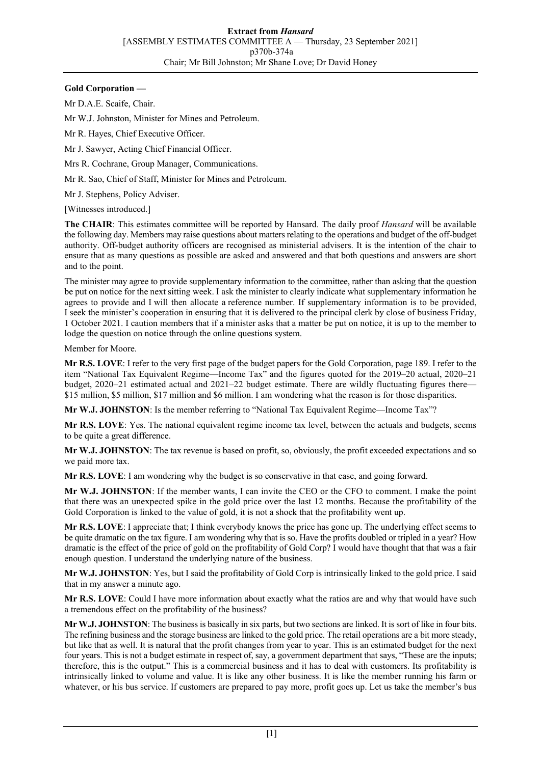**Gold Corporation —**

Mr D.A.E. Scaife, Chair.

Mr W.J. Johnston, Minister for Mines and Petroleum.

Mr R. Hayes, Chief Executive Officer.

Mr J. Sawyer, Acting Chief Financial Officer.

Mrs R. Cochrane, Group Manager, Communications.

Mr R. Sao, Chief of Staff, Minister for Mines and Petroleum.

Mr J. Stephens, Policy Adviser.

[Witnesses introduced.]

**The CHAIR**: This estimates committee will be reported by Hansard. The daily proof *Hansard* will be available the following day. Members may raise questions about matters relating to the operations and budget of the off-budget authority. Off-budget authority officers are recognised as ministerial advisers. It is the intention of the chair to ensure that as many questions as possible are asked and answered and that both questions and answers are short and to the point.

The minister may agree to provide supplementary information to the committee, rather than asking that the question be put on notice for the next sitting week. I ask the minister to clearly indicate what supplementary information he agrees to provide and I will then allocate a reference number. If supplementary information is to be provided, I seek the minister's cooperation in ensuring that it is delivered to the principal clerk by close of business Friday, 1 October 2021. I caution members that if a minister asks that a matter be put on notice, it is up to the member to lodge the question on notice through the online questions system.

Member for Moore.

**Mr R.S. LOVE**: I refer to the very first page of the budget papers for the Gold Corporation, page 189. I refer to the item "National Tax Equivalent Regime—Income Tax" and the figures quoted for the 2019–20 actual, 2020–21 budget, 2020–21 estimated actual and 2021–22 budget estimate. There are wildly fluctuating figures there—$15 million, $5 million, $17 million and $6 million. I am wondering what the reason is for those disparities.

**Mr W.J. JOHNSTON**: Is the member referring to "National Tax Equivalent Regime—Income Tax"?

**Mr R.S. LOVE**: Yes. The national equivalent regime income tax level, between the actuals and budgets, seems to be quite a great difference.

**Mr W.J. JOHNSTON**: The tax revenue is based on profit, so, obviously, the profit exceeded expectations and so we paid more tax.

**Mr R.S. LOVE**: I am wondering why the budget is so conservative in that case, and going forward.

**Mr W.J. JOHNSTON**: If the member wants, I can invite the CEO or the CFO to comment. I make the point that there was an unexpected spike in the gold price over the last 12 months. Because the profitability of the Gold Corporation is linked to the value of gold, it is not a shock that the profitability went up.

**Mr R.S. LOVE**: I appreciate that; I think everybody knows the price has gone up. The underlying effect seems to be quite dramatic on the tax figure. I am wondering why that is so. Have the profits doubled or tripled in a year? How dramatic is the effect of the price of gold on the profitability of Gold Corp? I would have thought that that was a fair enough question. I understand the underlying nature of the business.

**Mr W.J. JOHNSTON**: Yes, but I said the profitability of Gold Corp is intrinsically linked to the gold price. I said that in my answer a minute ago.

**Mr R.S. LOVE**: Could I have more information about exactly what the ratios are and why that would have such a tremendous effect on the profitability of the business?

**Mr W.J. JOHNSTON**: The business is basically in six parts, but two sections are linked. It is sort of like in four bits. The refining business and the storage business are linked to the gold price. The retail operations are a bit more steady, but like that as well. It is natural that the profit changes from year to year. This is an estimated budget for the next four years. This is not a budget estimate in respect of, say, a government department that says, "These are the inputs; therefore, this is the output." This is a commercial business and it has to deal with customers. Its profitability is intrinsically linked to volume and value. It is like any other business. It is like the member running his farm or whatever, or his bus service. If customers are prepared to pay more, profit goes up. Let us take the member's bus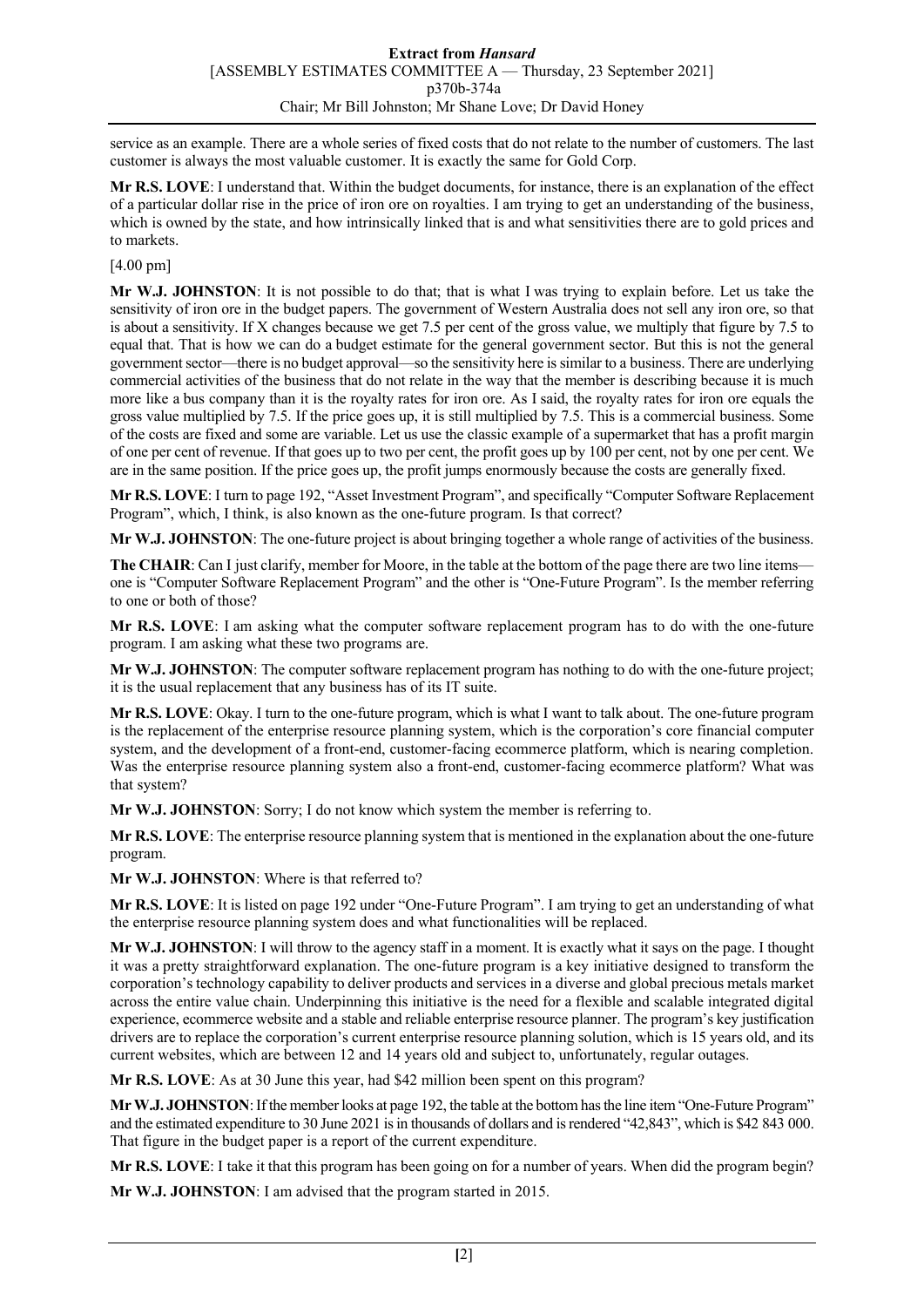service as an example. There are a whole series of fixed costs that do not relate to the number of customers. The last customer is always the most valuable customer. It is exactly the same for Gold Corp.

**Mr R.S. LOVE**: I understand that. Within the budget documents, for instance, there is an explanation of the effect of a particular dollar rise in the price of iron ore on royalties. I am trying to get an understanding of the business, which is owned by the state, and how intrinsically linked that is and what sensitivities there are to gold prices and to markets.

[4.00 pm]

**Mr W.J. JOHNSTON**: It is not possible to do that; that is what I was trying to explain before. Let us take the sensitivity of iron ore in the budget papers. The government of Western Australia does not sell any iron ore, so that is about a sensitivity. If X changes because we get 7.5 per cent of the gross value, we multiply that figure by 7.5 to equal that. That is how we can do a budget estimate for the general government sector. But this is not the general government sector—there is no budget approval—so the sensitivity here is similar to a business. There are underlying commercial activities of the business that do not relate in the way that the member is describing because it is much more like a bus company than it is the royalty rates for iron ore. As I said, the royalty rates for iron ore equals the gross value multiplied by 7.5. If the price goes up, it is still multiplied by 7.5. This is a commercial business. Some of the costs are fixed and some are variable. Let us use the classic example of a supermarket that has a profit margin of one per cent of revenue. If that goes up to two per cent, the profit goes up by 100 per cent, not by one per cent. We are in the same position. If the price goes up, the profit jumps enormously because the costs are generally fixed.

**Mr R.S. LOVE**: I turn to page 192, "Asset Investment Program", and specifically "Computer Software Replacement Program", which, I think, is also known as the one-future program. Is that correct?

**Mr W.J. JOHNSTON**: The one-future project is about bringing together a whole range of activities of the business.

**The CHAIR**: Can I just clarify, member for Moore, in the table at the bottom of the page there are two line items—one is "Computer Software Replacement Program" and the other is "One-Future Program". Is the member referring to one or both of those?

**Mr R.S. LOVE**: I am asking what the computer software replacement program has to do with the one-future program. I am asking what these two programs are.

**Mr W.J. JOHNSTON**: The computer software replacement program has nothing to do with the one-future project; it is the usual replacement that any business has of its IT suite.

**Mr R.S. LOVE**: Okay. I turn to the one-future program, which is what I want to talk about. The one-future program is the replacement of the enterprise resource planning system, which is the corporation's core financial computer system, and the development of a front-end, customer-facing ecommerce platform, which is nearing completion. Was the enterprise resource planning system also a front-end, customer-facing ecommerce platform? What was that system?

**Mr W.J. JOHNSTON**: Sorry; I do not know which system the member is referring to.

**Mr R.S. LOVE**: The enterprise resource planning system that is mentioned in the explanation about the one-future program.

**Mr W.J. JOHNSTON**: Where is that referred to?

**Mr R.S. LOVE**: It is listed on page 192 under "One-Future Program". I am trying to get an understanding of what the enterprise resource planning system does and what functionalities will be replaced.

**Mr W.J. JOHNSTON**: I will throw to the agency staff in a moment. It is exactly what it says on the page. I thought it was a pretty straightforward explanation. The one-future program is a key initiative designed to transform the corporation's technology capability to deliver products and services in a diverse and global precious metals market across the entire value chain. Underpinning this initiative is the need for a flexible and scalable integrated digital experience, ecommerce website and a stable and reliable enterprise resource planner. The program's key justification drivers are to replace the corporation's current enterprise resource planning solution, which is 15 years old, and its current websites, which are between 12 and 14 years old and subject to, unfortunately, regular outages.

**Mr R.S. LOVE**: As at 30 June this year, had $42 million been spent on this program?

**Mr W.J. JOHNSTON**: If the member looks at page 192, the table at the bottom has the line item "One-Future Program" and the estimated expenditure to 30 June 2021 is in thousands of dollars and is rendered "42,843", which is $42 843 000. That figure in the budget paper is a report of the current expenditure.

**Mr R.S. LOVE**: I take it that this program has been going on for a number of years. When did the program begin?

**Mr W.J. JOHNSTON**: I am advised that the program started in 2015.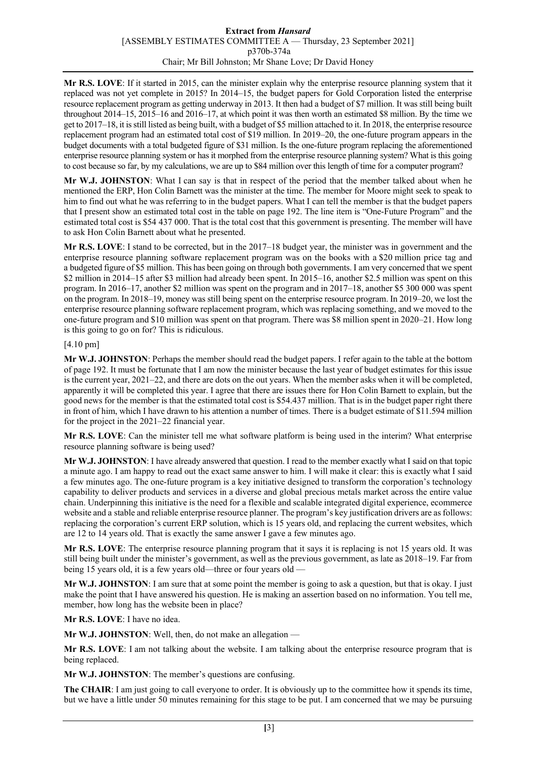**Mr R.S. LOVE**: If it started in 2015, can the minister explain why the enterprise resource planning system that it replaced was not yet complete in 2015? In 2014–15, the budget papers for Gold Corporation listed the enterprise resource replacement program as getting underway in 2013. It then had a budget of $7 million. It was still being built throughout 2014–15, 2015–16 and 2016–17, at which point it was then worth an estimated $8 million. By the time we get to 2017–18, it is still listed as being built, with a budget of $5 million attached to it. In 2018, the enterprise resource replacement program had an estimated total cost of $19 million. In 2019–20, the one-future program appears in the budget documents with a total budgeted figure of $31 million. Is the one-future program replacing the aforementioned enterprise resource planning system or has it morphed from the enterprise resource planning system? What is this going to cost because so far, by my calculations, we are up to $84 million over this length of time for a computer program?

**Mr W.J. JOHNSTON**: What I can say is that in respect of the period that the member talked about when he mentioned the ERP, Hon Colin Barnett was the minister at the time. The member for Moore might seek to speak to him to find out what he was referring to in the budget papers. What I can tell the member is that the budget papers that I present show an estimated total cost in the table on page 192. The line item is "One-Future Program" and the estimated total cost is $54 437 000. That is the total cost that this government is presenting. The member will have to ask Hon Colin Barnett about what he presented.

**Mr R.S. LOVE**: I stand to be corrected, but in the 2017–18 budget year, the minister was in government and the enterprise resource planning software replacement program was on the books with a $20 million price tag and a budgeted figure of $5 million. This has been going on through both governments. I am very concerned that we spent $2 million in 2014–15 after $3 million had already been spent. In 2015–16, another $2.5 million was spent on this program. In 2016–17, another $2 million was spent on the program and in 2017–18, another $5 300 000 was spent on the program. In 2018–19, money was still being spent on the enterprise resource program. In 2019–20, we lost the enterprise resource planning software replacement program, which was replacing something, and we moved to the one-future program and $10 million was spent on that program. There was $8 million spent in 2020–21. How long is this going to go on for? This is ridiculous.

[4.10 pm]

**Mr W.J. JOHNSTON**: Perhaps the member should read the budget papers. I refer again to the table at the bottom of page 192. It must be fortunate that I am now the minister because the last year of budget estimates for this issue is the current year, 2021–22, and there are dots on the out years. When the member asks when it will be completed, apparently it will be completed this year. I agree that there are issues there for Hon Colin Barnett to explain, but the good news for the member is that the estimated total cost is $54.437 million. That is in the budget paper right there in front of him, which I have drawn to his attention a number of times. There is a budget estimate of $11.594 million for the project in the 2021–22 financial year.

**Mr R.S. LOVE**: Can the minister tell me what software platform is being used in the interim? What enterprise resource planning software is being used?

**Mr W.J. JOHNSTON**: I have already answered that question. I read to the member exactly what I said on that topic a minute ago. I am happy to read out the exact same answer to him. I will make it clear: this is exactly what I said a few minutes ago. The one-future program is a key initiative designed to transform the corporation's technology capability to deliver products and services in a diverse and global precious metals market across the entire value chain. Underpinning this initiative is the need for a flexible and scalable integrated digital experience, ecommerce website and a stable and reliable enterprise resource planner. The program's key justification drivers are as follows: replacing the corporation's current ERP solution, which is 15 years old, and replacing the current websites, which are 12 to 14 years old. That is exactly the same answer I gave a few minutes ago.

**Mr R.S. LOVE**: The enterprise resource planning program that it says it is replacing is not 15 years old. It was still being built under the minister's government, as well as the previous government, as late as 2018–19. Far from being 15 years old, it is a few years old—three or four years old —

**Mr W.J. JOHNSTON**: I am sure that at some point the member is going to ask a question, but that is okay. I just make the point that I have answered his question. He is making an assertion based on no information. You tell me, member, how long has the website been in place?

**Mr R.S. LOVE**: I have no idea.

**Mr W.J. JOHNSTON**: Well, then, do not make an allegation —

**Mr R.S. LOVE**: I am not talking about the website. I am talking about the enterprise resource program that is being replaced.

**Mr W.J. JOHNSTON**: The member's questions are confusing.

**The CHAIR**: I am just going to call everyone to order. It is obviously up to the committee how it spends its time, but we have a little under 50 minutes remaining for this stage to be put. I am concerned that we may be pursuing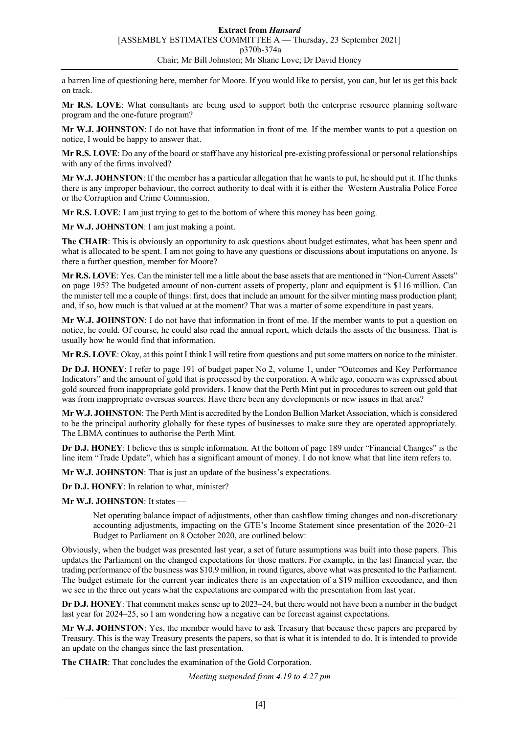a barren line of questioning here, member for Moore. If you would like to persist, you can, but let us get this back on track.

**Mr R.S. LOVE**: What consultants are being used to support both the enterprise resource planning software program and the one-future program?

**Mr W.J. JOHNSTON**: I do not have that information in front of me. If the member wants to put a question on notice, I would be happy to answer that.

**Mr R.S. LOVE**: Do any of the board or staff have any historical pre-existing professional or personal relationships with any of the firms involved?

**Mr W.J. JOHNSTON**: If the member has a particular allegation that he wants to put, he should put it. If he thinks there is any improper behaviour, the correct authority to deal with it is either the Western Australia Police Force or the Corruption and Crime Commission.

**Mr R.S. LOVE**: I am just trying to get to the bottom of where this money has been going.

**Mr W.J. JOHNSTON**: I am just making a point.

**The CHAIR**: This is obviously an opportunity to ask questions about budget estimates, what has been spent and what is allocated to be spent. I am not going to have any questions or discussions about imputations on anyone. Is there a further question, member for Moore?

**Mr R.S. LOVE**: Yes. Can the minister tell me a little about the base assets that are mentioned in "Non-Current Assets" on page 195? The budgeted amount of non-current assets of property, plant and equipment is $116 million. Can the minister tell me a couple of things: first, does that include an amount for the silver minting mass production plant; and, if so, how much is that valued at at the moment? That was a matter of some expenditure in past years.

**Mr W.J. JOHNSTON**: I do not have that information in front of me. If the member wants to put a question on notice, he could. Of course, he could also read the annual report, which details the assets of the business. That is usually how he would find that information.

**Mr R.S. LOVE**: Okay, at this point I think I will retire from questions and put some matters on notice to the minister.

**Dr D.J. HONEY**: I refer to page 191 of budget paper No 2, volume 1, under "Outcomes and Key Performance Indicators" and the amount of gold that is processed by the corporation. A while ago, concern was expressed about gold sourced from inappropriate gold providers. I know that the Perth Mint put in procedures to screen out gold that was from inappropriate overseas sources. Have there been any developments or new issues in that area?

**Mr W.J. JOHNSTON**: The Perth Mint is accredited by the London Bullion Market Association, which is considered to be the principal authority globally for these types of businesses to make sure they are operated appropriately. The LBMA continues to authorise the Perth Mint.

**Dr D.J. HONEY**: I believe this is simple information. At the bottom of page 189 under "Financial Changes" is the line item "Trade Update", which has a significant amount of money. I do not know what that line item refers to.

**Mr W.J. JOHNSTON**: That is just an update of the business's expectations.

**Dr D.J. HONEY**: In relation to what, minister?

**Mr W.J. JOHNSTON**: It states —

> Net operating balance impact of adjustments, other than cashflow timing changes and non-discretionary accounting adjustments, impacting on the GTE's Income Statement since presentation of the 2020–21 Budget to Parliament on 8 October 2020, are outlined below:

Obviously, when the budget was presented last year, a set of future assumptions was built into those papers. This updates the Parliament on the changed expectations for those matters. For example, in the last financial year, the trading performance of the business was $10.9 million, in round figures, above what was presented to the Parliament. The budget estimate for the current year indicates there is an expectation of a $19 million exceedance, and then we see in the three out years what the expectations are compared with the presentation from last year.

**Dr D.J. HONEY**: That comment makes sense up to 2023–24, but there would not have been a number in the budget last year for 2024–25, so I am wondering how a negative can be forecast against expectations.

**Mr W.J. JOHNSTON**: Yes, the member would have to ask Treasury that because these papers are prepared by Treasury. This is the way Treasury presents the papers, so that is what it is intended to do. It is intended to provide an update on the changes since the last presentation.

**The CHAIR**: That concludes the examination of the Gold Corporation.

*Meeting suspended from 4.19 to 4.27 pm*